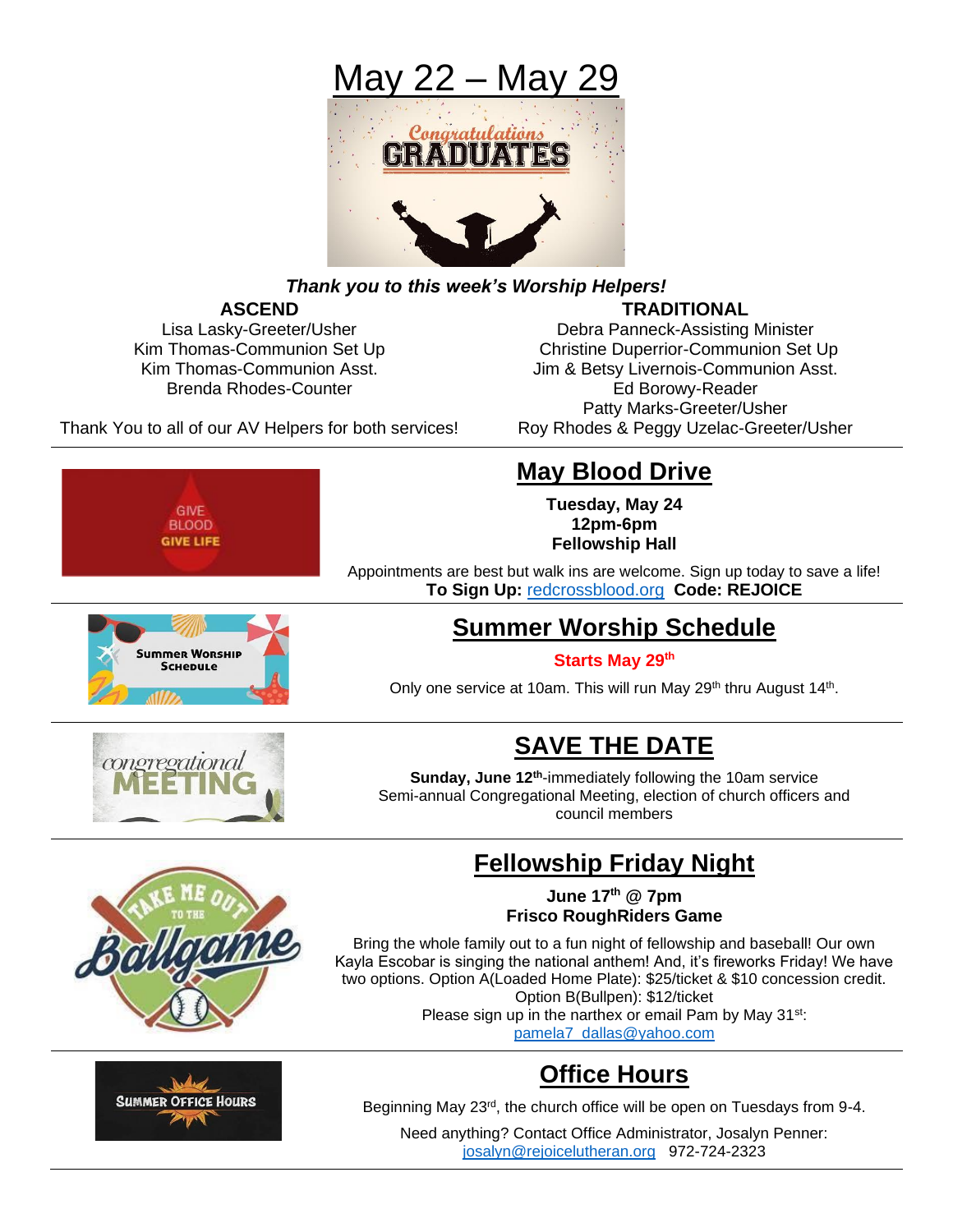# May 22 – May 29

***Thank you to this week's Worship Helpers!***

**ASCEND**

Lisa Lasky-Greeter/Usher
Kim Thomas-Communion Set Up
Kim Thomas-Communion Asst.
Brenda Rhodes-Counter

Thank You to all of our AV Helpers for both services!

**TRADITIONAL**

Debra Panneck-Assisting Minister
Christine Duperrior-Communion Set Up
Jim & Betsy Livernois-Communion Asst.
Ed Borowy-Reader
Patty Marks-Greeter/Usher
Roy Rhodes & Peggy Uzelac-Greeter/Usher

---

## May Blood Drive

**Tuesday, May 24**
**12pm-6pm**
**Fellowship Hall**

Appointments are best but walk ins are welcome. Sign up today to save a life!
**To Sign Up:** redcrossblood.org **Code: REJOICE**

---

## Summer Worship Schedule

**Starts May 29th**

Only one service at 10am. This will run May 29th thru August 14th.

---

## SAVE THE DATE

**Sunday, June 12th**-immediately following the 10am service
Semi-annual Congregational Meeting, election of church officers and council members

---

## Fellowship Friday Night

**June 17th @ 7pm**
**Frisco RoughRiders Game**

Bring the whole family out to a fun night of fellowship and baseball! Our own Kayla Escobar is singing the national anthem! And, it's fireworks Friday! We have two options. Option A(Loaded Home Plate): $25/ticket & $10 concession credit. Option B(Bullpen): $12/ticket
Please sign up in the narthex or email Pam by May 31st:
pamela7_dallas@yahoo.com

---

## Office Hours

Beginning May 23rd, the church office will be open on Tuesdays from 9-4.

Need anything? Contact Office Administrator, Josalyn Penner:
josalyn@rejoicelutheran.org 972-724-2323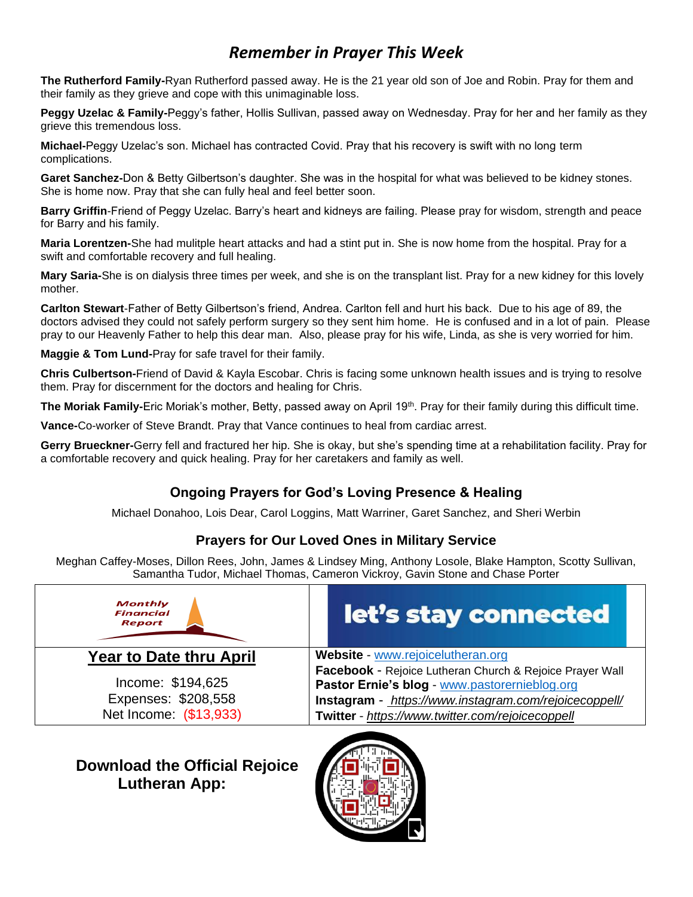## *Remember in Prayer This Week*

**The Rutherford Family-**Ryan Rutherford passed away. He is the 21 year old son of Joe and Robin. Pray for them and their family as they grieve and cope with this unimaginable loss.

**Peggy Uzelac & Family-**Peggy's father, Hollis Sullivan, passed away on Wednesday. Pray for her and her family as they grieve this tremendous loss.

**Michael-**Peggy Uzelac's son. Michael has contracted Covid. Pray that his recovery is swift with no long term complications.

**Garet Sanchez-**Don & Betty Gilbertson's daughter. She was in the hospital for what was believed to be kidney stones. She is home now. Pray that she can fully heal and feel better soon.

**Barry Griffin**-Friend of Peggy Uzelac. Barry's heart and kidneys are failing. Please pray for wisdom, strength and peace for Barry and his family.

**Maria Lorentzen-**She had mulitple heart attacks and had a stint put in. She is now home from the hospital. Pray for a swift and comfortable recovery and full healing.

**Mary Saria-**She is on dialysis three times per week, and she is on the transplant list. Pray for a new kidney for this lovely mother.

**Carlton Stewart**-Father of Betty Gilbertson's friend, Andrea. Carlton fell and hurt his back. Due to his age of 89, the doctors advised they could not safely perform surgery so they sent him home. He is confused and in a lot of pain. Please pray to our Heavenly Father to help this dear man. Also, please pray for his wife, Linda, as she is very worried for him.

**Maggie & Tom Lund-**Pray for safe travel for their family.

**Chris Culbertson-**Friend of David & Kayla Escobar. Chris is facing some unknown health issues and is trying to resolve them. Pray for discernment for the doctors and healing for Chris.

**The Moriak Family-**Eric Moriak's mother, Betty, passed away on April 19th. Pray for their family during this difficult time.

**Vance-**Co-worker of Steve Brandt. Pray that Vance continues to heal from cardiac arrest.

**Gerry Brueckner-**Gerry fell and fractured her hip. She is okay, but she's spending time at a rehabilitation facility. Pray for a comfortable recovery and quick healing. Pray for her caretakers and family as well.

### Ongoing Prayers for God's Loving Presence & Healing

Michael Donahoo, Lois Dear, Carol Loggins, Matt Warriner, Garet Sanchez, and Sheri Werbin

### Prayers for Our Loved Ones in Military Service

Meghan Caffey-Moses, Dillon Rees, John, James & Lindsey Ming, Anthony Losole, Blake Hampton, Scotty Sullivan, Samantha Tudor, Michael Thomas, Cameron Vickroy, Gavin Stone and Chase Porter

| Monthly Financial Report | let's stay connected |
| --- | --- |
| **Year to Date thru April** | **Website** - www.rejoicelutheran.org |
| Income: $194,625 | **Facebook** - Rejoice Lutheran Church & Rejoice Prayer Wall |
| Expenses: $208,558 | **Pastor Ernie's blog** - www.pastorernieblog.org |
| Net Income: ($13,933) | **Instagram** - *https://www.instagram.com/rejoicecoppell/* |
| | **Twitter** - *https://www.twitter.com/rejoicecoppell* |

**Download the Official Rejoice Lutheran App:**